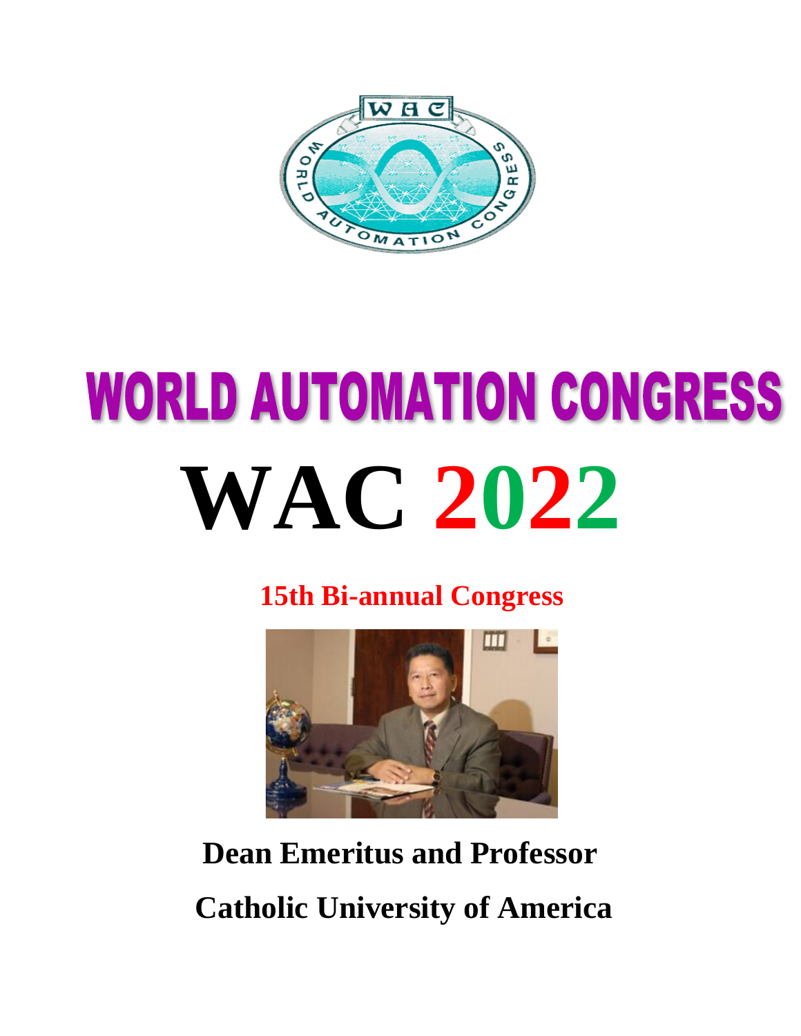# WORLD AUTOMATION CONGRESS

# WAC 2022

**15th Bi-annual Congress**

**Dean Emeritus and Professor**

**Catholic University of America**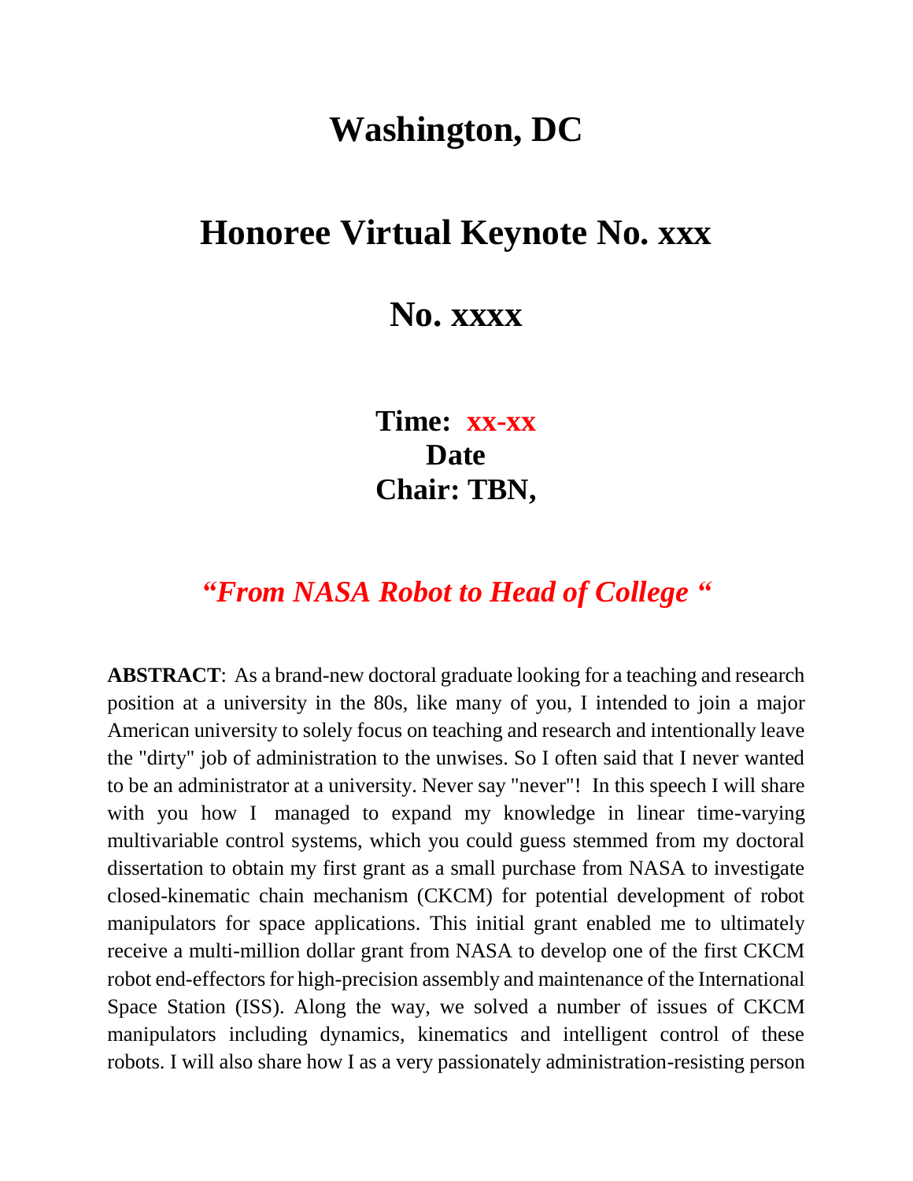# Washington, DC

## Honoree Virtual Keynote No. xxx

## No. xxxx

**Time: xx-xx**
**Date**
**Chair: TBN,**

***"From NASA Robot to Head of College "***

**ABSTRACT**: As a brand-new doctoral graduate looking for a teaching and research position at a university in the 80s, like many of you, I intended to join a major American university to solely focus on teaching and research and intentionally leave the "dirty" job of administration to the unwises. So I often said that I never wanted to be an administrator at a university. Never say "never"! In this speech I will share with you how I managed to expand my knowledge in linear time-varying multivariable control systems, which you could guess stemmed from my doctoral dissertation to obtain my first grant as a small purchase from NASA to investigate closed-kinematic chain mechanism (CKCM) for potential development of robot manipulators for space applications. This initial grant enabled me to ultimately receive a multi-million dollar grant from NASA to develop one of the first CKCM robot end-effectors for high-precision assembly and maintenance of the International Space Station (ISS). Along the way, we solved a number of issues of CKCM manipulators including dynamics, kinematics and intelligent control of these robots. I will also share how I as a very passionately administration-resisting person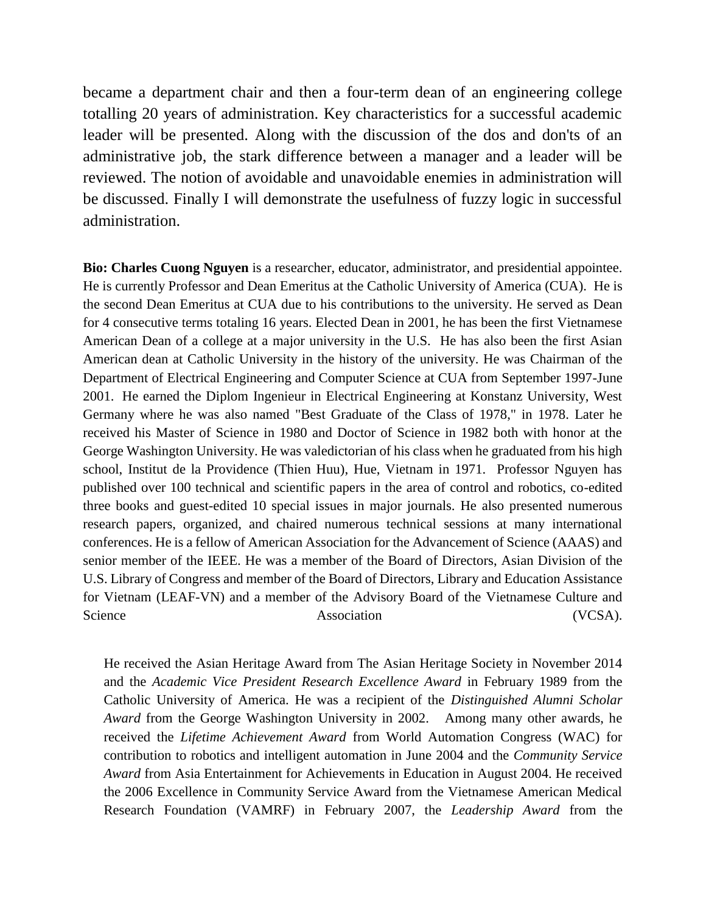became a department chair and then a four-term dean of an engineering college totalling 20 years of administration. Key characteristics for a successful academic leader will be presented. Along with the discussion of the dos and don'ts of an administrative job, the stark difference between a manager and a leader will be reviewed. The notion of avoidable and unavoidable enemies in administration will be discussed. Finally I will demonstrate the usefulness of fuzzy logic in successful administration.

**Bio: Charles Cuong Nguyen** is a researcher, educator, administrator, and presidential appointee. He is currently Professor and Dean Emeritus at the Catholic University of America (CUA). He is the second Dean Emeritus at CUA due to his contributions to the university. He served as Dean for 4 consecutive terms totaling 16 years. Elected Dean in 2001, he has been the first Vietnamese American Dean of a college at a major university in the U.S. He has also been the first Asian American dean at Catholic University in the history of the university. He was Chairman of the Department of Electrical Engineering and Computer Science at CUA from September 1997-June 2001. He earned the Diplom Ingenieur in Electrical Engineering at Konstanz University, West Germany where he was also named "Best Graduate of the Class of 1978," in 1978. Later he received his Master of Science in 1980 and Doctor of Science in 1982 both with honor at the George Washington University. He was valedictorian of his class when he graduated from his high school, Institut de la Providence (Thien Huu), Hue, Vietnam in 1971. Professor Nguyen has published over 100 technical and scientific papers in the area of control and robotics, co-edited three books and guest-edited 10 special issues in major journals. He also presented numerous research papers, organized, and chaired numerous technical sessions at many international conferences. He is a fellow of American Association for the Advancement of Science (AAAS) and senior member of the IEEE. He was a member of the Board of Directors, Asian Division of the U.S. Library of Congress and member of the Board of Directors, Library and Education Assistance for Vietnam (LEAF-VN) and a member of the Advisory Board of the Vietnamese Culture and Science Association (VCSA).

He received the Asian Heritage Award from The Asian Heritage Society in November 2014 and the *Academic Vice President Research Excellence Award* in February 1989 from the Catholic University of America. He was a recipient of the *Distinguished Alumni Scholar Award* from the George Washington University in 2002. Among many other awards, he received the *Lifetime Achievement Award* from World Automation Congress (WAC) for contribution to robotics and intelligent automation in June 2004 and the *Community Service Award* from Asia Entertainment for Achievements in Education in August 2004. He received the 2006 Excellence in Community Service Award from the Vietnamese American Medical Research Foundation (VAMRF) in February 2007, the *Leadership Award* from the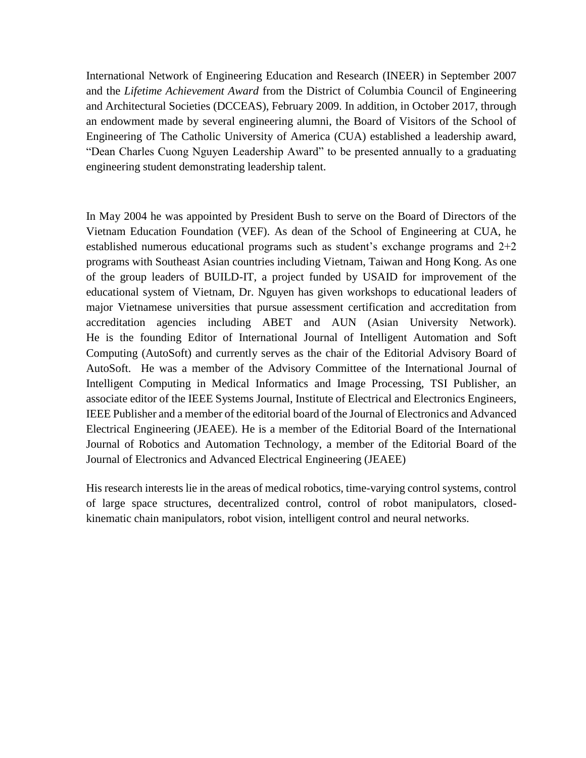International Network of Engineering Education and Research (INEER) in September 2007 and the *Lifetime Achievement Award* from the District of Columbia Council of Engineering and Architectural Societies (DCCEAS), February 2009. In addition, in October 2017, through an endowment made by several engineering alumni, the Board of Visitors of the School of Engineering of The Catholic University of America (CUA) established a leadership award, "Dean Charles Cuong Nguyen Leadership Award" to be presented annually to a graduating engineering student demonstrating leadership talent.

In May 2004 he was appointed by President Bush to serve on the Board of Directors of the Vietnam Education Foundation (VEF). As dean of the School of Engineering at CUA, he established numerous educational programs such as student's exchange programs and 2+2 programs with Southeast Asian countries including Vietnam, Taiwan and Hong Kong. As one of the group leaders of BUILD-IT, a project funded by USAID for improvement of the educational system of Vietnam, Dr. Nguyen has given workshops to educational leaders of major Vietnamese universities that pursue assessment certification and accreditation from accreditation agencies including ABET and AUN (Asian University Network). He is the founding Editor of International Journal of Intelligent Automation and Soft Computing (AutoSoft) and currently serves as the chair of the Editorial Advisory Board of AutoSoft. He was a member of the Advisory Committee of the International Journal of Intelligent Computing in Medical Informatics and Image Processing, TSI Publisher, an associate editor of the IEEE Systems Journal, Institute of Electrical and Electronics Engineers, IEEE Publisher and a member of the editorial board of the Journal of Electronics and Advanced Electrical Engineering (JEAEE). He is a member of the Editorial Board of the International Journal of Robotics and Automation Technology, a member of the Editorial Board of the Journal of Electronics and Advanced Electrical Engineering (JEAEE)

His research interests lie in the areas of medical robotics, time-varying control systems, control of large space structures, decentralized control, control of robot manipulators, closed-kinematic chain manipulators, robot vision, intelligent control and neural networks.